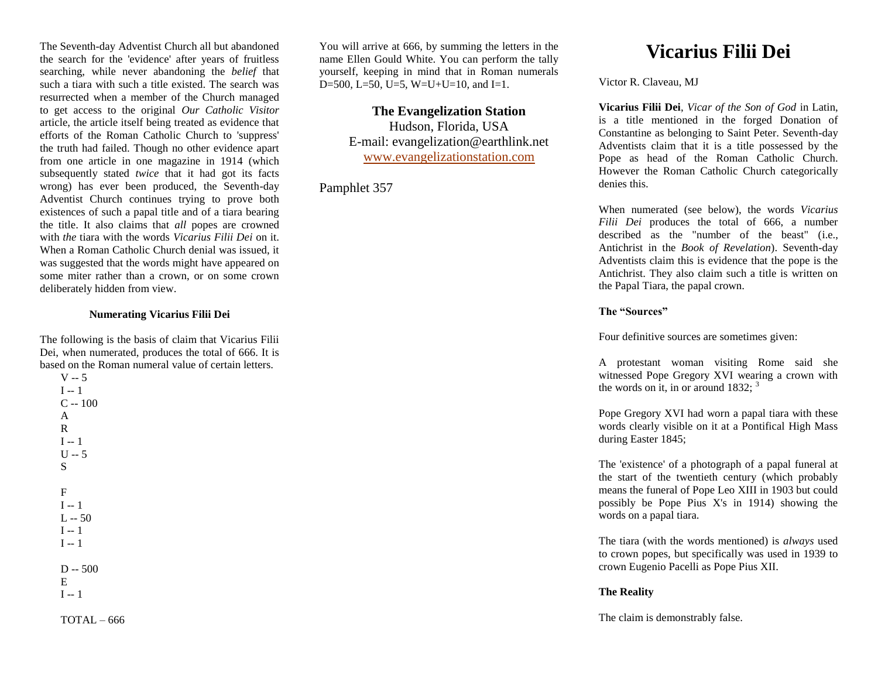The Seventh-day Adventist Church all but abandoned the search for the 'evidence' after years of fruitless searching, while never abandoning the *belief* that such a tiara with such a title existed. The search was resurrected when a member of the Church managed to get access to the original *Our Catholic Visitor* article, the article itself being treated as evidence that efforts of the Roman Catholic Church to 'suppress' the truth had failed. Though no other evidence apart from one article in one magazine in 1914 (which subsequently stated *twice* that it had got its facts wrong) has ever been produced, the Seventh-day Adventist Church continues trying to prove both existences of such a papal title and of a tiara bearing the title. It also claims that *all* popes are crowned with *the* tiara with the words *Vicarius Filii Dei* on it. When a Roman Catholic Church denial was issued, it was suggested that the words might have appeared on some miter rather than a crown, or on some crown deliberately hidden from view.

**Numerating Vicarius Filii Dei**

The following is the basis of claim that Vicarius Filii Dei, when numerated, produces the total of 666. It is based on the Roman numeral value of certain letters.

V -- 5
I -- 1
C -- 100
A
R
I -- 1
U -- 5
S

F
I -- 1
L -- 50
I -- 1
I -- 1

D -- 500
E
I -- 1

TOTAL – 666

You will arrive at 666, by summing the letters in the name Ellen Gould White. You can perform the tally yourself, keeping in mind that in Roman numerals D=500, L=50, U=5, W=U+U=10, and I=1.

**The Evangelization Station**
Hudson, Florida, USA
E-mail: evangelization@earthlink.net
www.evangelizationstation.com

Pamphlet 357

# Vicarius Filii Dei

Victor R. Claveau, MJ

**Vicarius Filii Dei**, *Vicar of the Son of God* in Latin, is a title mentioned in the forged Donation of Constantine as belonging to Saint Peter. Seventh-day Adventists claim that it is a title possessed by the Pope as head of the Roman Catholic Church. However the Roman Catholic Church categorically denies this.

When numerated (see below), the words *Vicarius Filii Dei* produces the total of 666, a number described as the "number of the beast" (i.e., Antichrist in the *Book of Revelation*). Seventh-day Adventists claim this is evidence that the pope is the Antichrist. They also claim such a title is written on the Papal Tiara, the papal crown.

**The "Sources"**

Four definitive sources are sometimes given:

A protestant woman visiting Rome said she witnessed Pope Gregory XVI wearing a crown with the words on it, in or around 1832; [3]

Pope Gregory XVI had worn a papal tiara with these words clearly visible on it at a Pontifical High Mass during Easter 1845;

The 'existence' of a photograph of a papal funeral at the start of the twentieth century (which probably means the funeral of Pope Leo XIII in 1903 but could possibly be Pope Pius X's in 1914) showing the words on a papal tiara.

The tiara (with the words mentioned) is *always* used to crown popes, but specifically was used in 1939 to crown Eugenio Pacelli as Pope Pius XII.

**The Reality**

The claim is demonstrably false.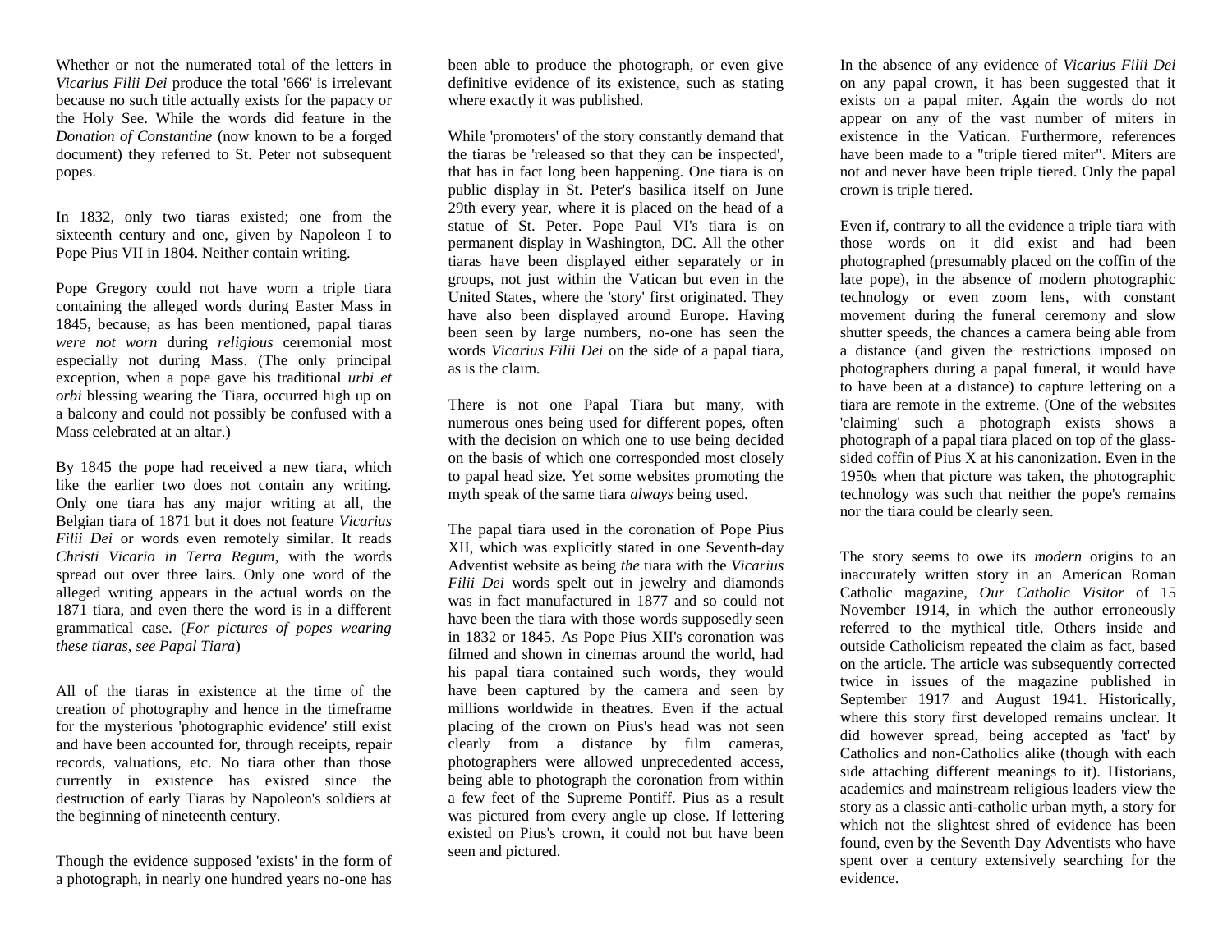Whether or not the numerated total of the letters in *Vicarius Filii Dei* produce the total '666' is irrelevant because no such title actually exists for the papacy or the Holy See. While the words did feature in the *Donation of Constantine* (now known to be a forged document) they referred to St. Peter not subsequent popes.

In 1832, only two tiaras existed; one from the sixteenth century and one, given by Napoleon I to Pope Pius VII in 1804. Neither contain writing.

Pope Gregory could not have worn a triple tiara containing the alleged words during Easter Mass in 1845, because, as has been mentioned, papal tiaras *were not worn* during *religious* ceremonial most especially not during Mass. (The only principal exception, when a pope gave his traditional *urbi et orbi* blessing wearing the Tiara, occurred high up on a balcony and could not possibly be confused with a Mass celebrated at an altar.)

By 1845 the pope had received a new tiara, which like the earlier two does not contain any writing. Only one tiara has any major writing at all, the Belgian tiara of 1871 but it does not feature *Vicarius Filii Dei* or words even remotely similar. It reads *Christi Vicario in Terra Regum*, with the words spread out over three lairs. Only one word of the alleged writing appears in the actual words on the 1871 tiara, and even there the word is in a different grammatical case. (*For pictures of popes wearing these tiaras, see Papal Tiara*)

All of the tiaras in existence at the time of the creation of photography and hence in the timeframe for the mysterious 'photographic evidence' still exist and have been accounted for, through receipts, repair records, valuations, etc. No tiara other than those currently in existence has existed since the destruction of early Tiaras by Napoleon's soldiers at the beginning of nineteenth century.

Though the evidence supposed 'exists' in the form of a photograph, in nearly one hundred years no-one has been able to produce the photograph, or even give definitive evidence of its existence, such as stating where exactly it was published.

While 'promoters' of the story constantly demand that the tiaras be 'released so that they can be inspected', that has in fact long been happening. One tiara is on public display in St. Peter's basilica itself on June 29th every year, where it is placed on the head of a statue of St. Peter. Pope Paul VI's tiara is on permanent display in Washington, DC. All the other tiaras have been displayed either separately or in groups, not just within the Vatican but even in the United States, where the 'story' first originated. They have also been displayed around Europe. Having been seen by large numbers, no-one has seen the words *Vicarius Filii Dei* on the side of a papal tiara, as is the claim.

There is not one Papal Tiara but many, with numerous ones being used for different popes, often with the decision on which one to use being decided on the basis of which one corresponded most closely to papal head size. Yet some websites promoting the myth speak of the same tiara *always* being used.

The papal tiara used in the coronation of Pope Pius XII, which was explicitly stated in one Seventh-day Adventist website as being *the* tiara with the *Vicarius Filii Dei* words spelt out in jewelry and diamonds was in fact manufactured in 1877 and so could not have been the tiara with those words supposedly seen in 1832 or 1845. As Pope Pius XII's coronation was filmed and shown in cinemas around the world, had his papal tiara contained such words, they would have been captured by the camera and seen by millions worldwide in theatres. Even if the actual placing of the crown on Pius's head was not seen clearly from a distance by film cameras, photographers were allowed unprecedented access, being able to photograph the coronation from within a few feet of the Supreme Pontiff. Pius as a result was pictured from every angle up close. If lettering existed on Pius's crown, it could not but have been seen and pictured.

In the absence of any evidence of *Vicarius Filii Dei* on any papal crown, it has been suggested that it exists on a papal miter. Again the words do not appear on any of the vast number of miters in existence in the Vatican. Furthermore, references have been made to a "triple tiered miter". Miters are not and never have been triple tiered. Only the papal crown is triple tiered.

Even if, contrary to all the evidence a triple tiara with those words on it did exist and had been photographed (presumably placed on the coffin of the late pope), in the absence of modern photographic technology or even zoom lens, with constant movement during the funeral ceremony and slow shutter speeds, the chances a camera being able from a distance (and given the restrictions imposed on photographers during a papal funeral, it would have to have been at a distance) to capture lettering on a tiara are remote in the extreme. (One of the websites 'claiming' such a photograph exists shows a photograph of a papal tiara placed on top of the glass-sided coffin of Pius X at his canonization. Even in the 1950s when that picture was taken, the photographic technology was such that neither the pope's remains nor the tiara could be clearly seen.

The story seems to owe its *modern* origins to an inaccurately written story in an American Roman Catholic magazine, *Our Catholic Visitor* of 15 November 1914, in which the author erroneously referred to the mythical title. Others inside and outside Catholicism repeated the claim as fact, based on the article. The article was subsequently corrected twice in issues of the magazine published in September 1917 and August 1941. Historically, where this story first developed remains unclear. It did however spread, being accepted as 'fact' by Catholics and non-Catholics alike (though with each side attaching different meanings to it). Historians, academics and mainstream religious leaders view the story as a classic anti-catholic urban myth, a story for which not the slightest shred of evidence has been found, even by the Seventh Day Adventists who have spent over a century extensively searching for the evidence.